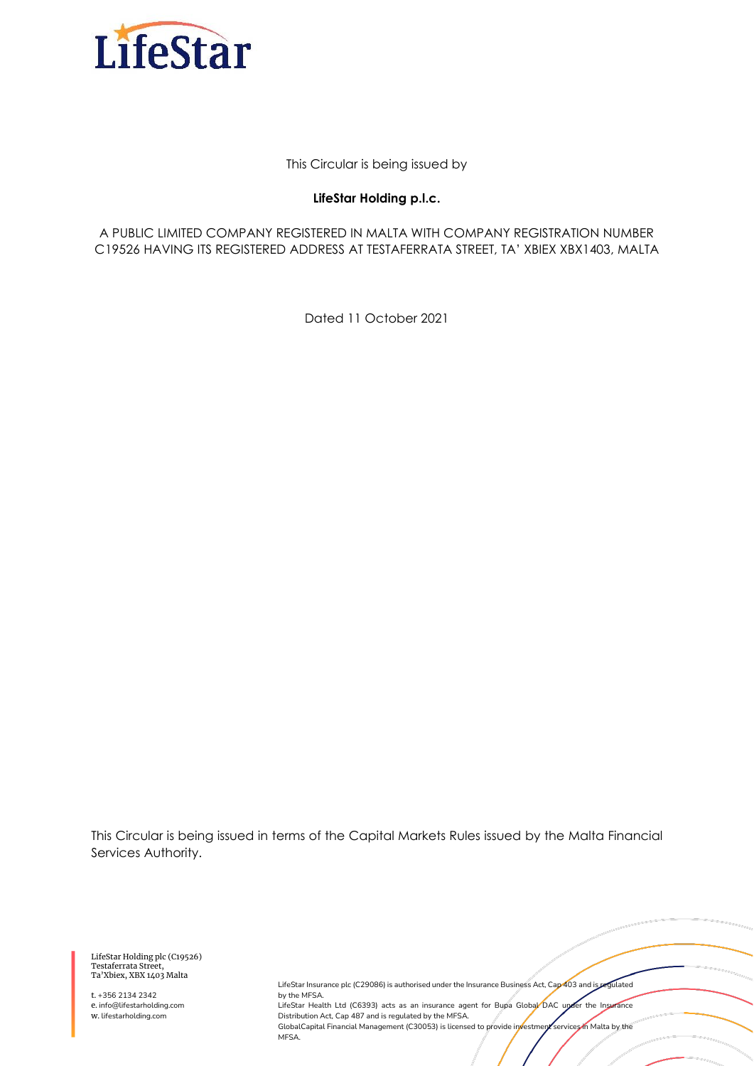LifeStar

This Circular is being issued by

**LifeStar Holding p.l.c.**

A PUBLIC LIMITED COMPANY REGISTERED IN MALTA WITH COMPANY REGISTRATION NUMBER C19526 HAVING ITS REGISTERED ADDRESS AT TESTAFERRATA STREET, TA' XBIEX XBX1403, MALTA

Dated 11 October 2021

This Circular is being issued in terms of the Capital Markets Rules issued by the Malta Financial Services Authority.

LifeStar Holding plc (C19526)
Testaferrata Street,
Ta'Xbiex, XBX 1403 Malta

t. +356 2134 2342
e. info@lifestarholding.com
w. lifestarholding.com

LifeStar Insurance plc (C29086) is authorised under the Insurance Business Act, Cap 403 and is regulated by the MFSA.
LifeStar Health Ltd (C6393) acts as an insurance agent for Bupa Global DAC under the Insurance Distribution Act, Cap 487 and is regulated by the MFSA.
GlobalCapital Financial Management (C30053) is licensed to provide investment services in Malta by the MFSA.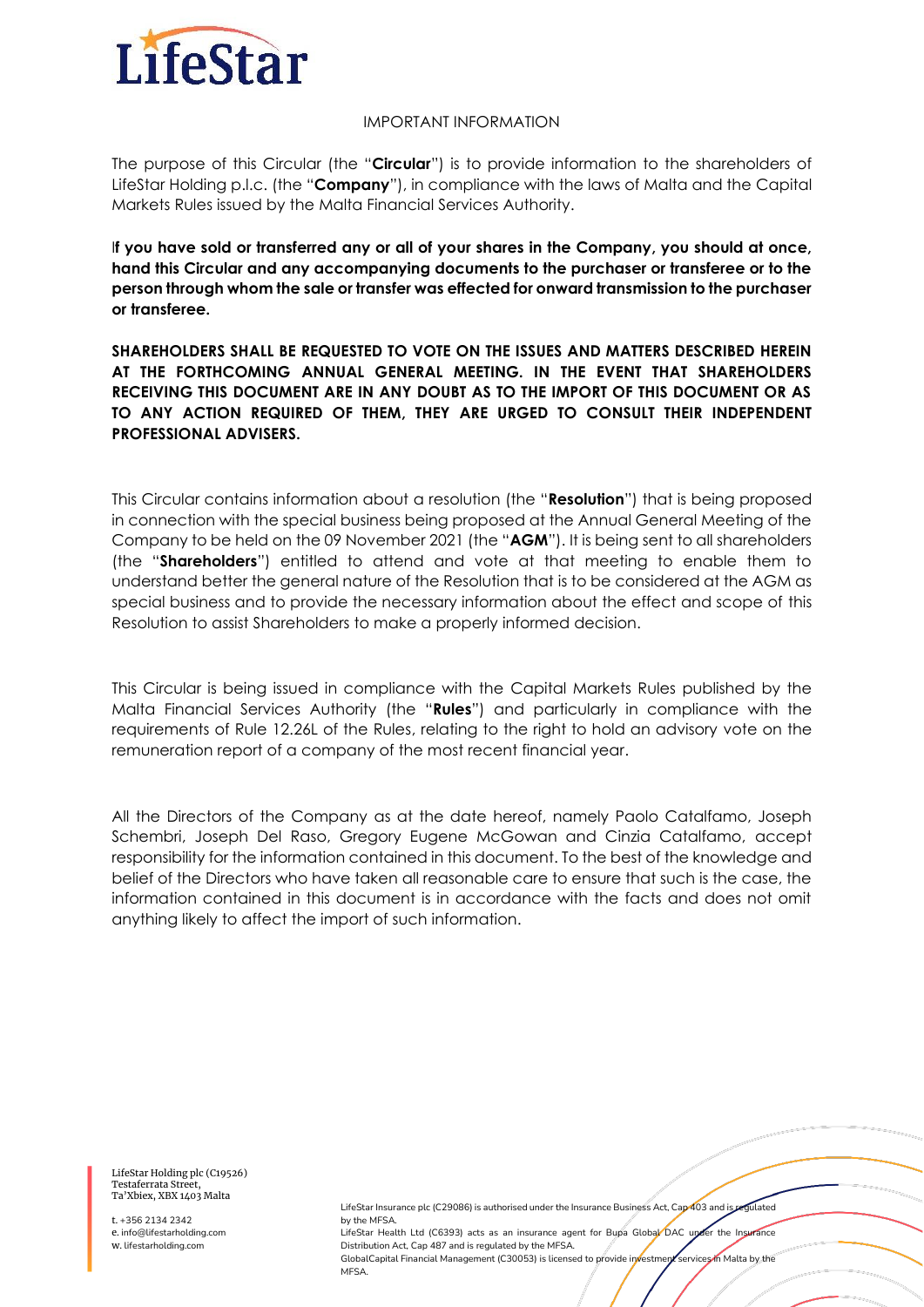IMPORTANT INFORMATION

The purpose of this Circular (the "**Circular**") is to provide information to the shareholders of LifeStar Holding p.l.c. (the "**Company**"), in compliance with the laws of Malta and the Capital Markets Rules issued by the Malta Financial Services Authority.

**If you have sold or transferred any or all of your shares in the Company, you should at once, hand this Circular and any accompanying documents to the purchaser or transferee or to the person through whom the sale or transfer was effected for onward transmission to the purchaser or transferee.**

**SHAREHOLDERS SHALL BE REQUESTED TO VOTE ON THE ISSUES AND MATTERS DESCRIBED HEREIN AT THE FORTHCOMING ANNUAL GENERAL MEETING. IN THE EVENT THAT SHAREHOLDERS RECEIVING THIS DOCUMENT ARE IN ANY DOUBT AS TO THE IMPORT OF THIS DOCUMENT OR AS TO ANY ACTION REQUIRED OF THEM, THEY ARE URGED TO CONSULT THEIR INDEPENDENT PROFESSIONAL ADVISERS.**

This Circular contains information about a resolution (the "**Resolution**") that is being proposed in connection with the special business being proposed at the Annual General Meeting of the Company to be held on the 09 November 2021 (the "**AGM**"). It is being sent to all shareholders (the "**Shareholders**") entitled to attend and vote at that meeting to enable them to understand better the general nature of the Resolution that is to be considered at the AGM as special business and to provide the necessary information about the effect and scope of this Resolution to assist Shareholders to make a properly informed decision.

This Circular is being issued in compliance with the Capital Markets Rules published by the Malta Financial Services Authority (the "**Rules**") and particularly in compliance with the requirements of Rule 12.26L of the Rules, relating to the right to hold an advisory vote on the remuneration report of a company of the most recent financial year.

All the Directors of the Company as at the date hereof, namely Paolo Catalfamo, Joseph Schembri, Joseph Del Raso, Gregory Eugene McGowan and Cinzia Catalfamo, accept responsibility for the information contained in this document. To the best of the knowledge and belief of the Directors who have taken all reasonable care to ensure that such is the case, the information contained in this document is in accordance with the facts and does not omit anything likely to affect the import of such information.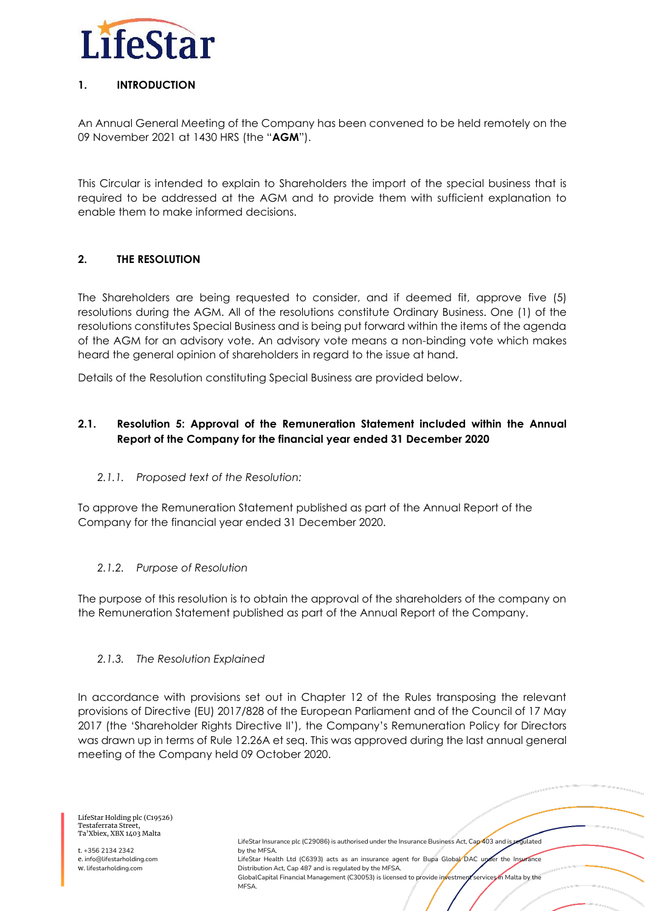## 1. INTRODUCTION

An Annual General Meeting of the Company has been convened to be held remotely on the 09 November 2021 at 1430 HRS (the "**AGM**").

This Circular is intended to explain to Shareholders the import of the special business that is required to be addressed at the AGM and to provide them with sufficient explanation to enable them to make informed decisions.

## 2. THE RESOLUTION

The Shareholders are being requested to consider, and if deemed fit, approve five (5) resolutions during the AGM. All of the resolutions constitute Ordinary Business. One (1) of the resolutions constitutes Special Business and is being put forward within the items of the agenda of the AGM for an advisory vote. An advisory vote means a non-binding vote which makes heard the general opinion of shareholders in regard to the issue at hand.

Details of the Resolution constituting Special Business are provided below.

### 2.1. Resolution 5: Approval of the Remuneration Statement included within the Annual Report of the Company for the financial year ended 31 December 2020

*2.1.1. Proposed text of the Resolution:*

To approve the Remuneration Statement published as part of the Annual Report of the Company for the financial year ended 31 December 2020.

*2.1.2. Purpose of Resolution*

The purpose of this resolution is to obtain the approval of the shareholders of the company on the Remuneration Statement published as part of the Annual Report of the Company.

*2.1.3. The Resolution Explained*

In accordance with provisions set out in Chapter 12 of the Rules transposing the relevant provisions of Directive (EU) 2017/828 of the European Parliament and of the Council of 17 May 2017 (the 'Shareholder Rights Directive II'), the Company's Remuneration Policy for Directors was drawn up in terms of Rule 12.26A et seq. This was approved during the last annual general meeting of the Company held 09 October 2020.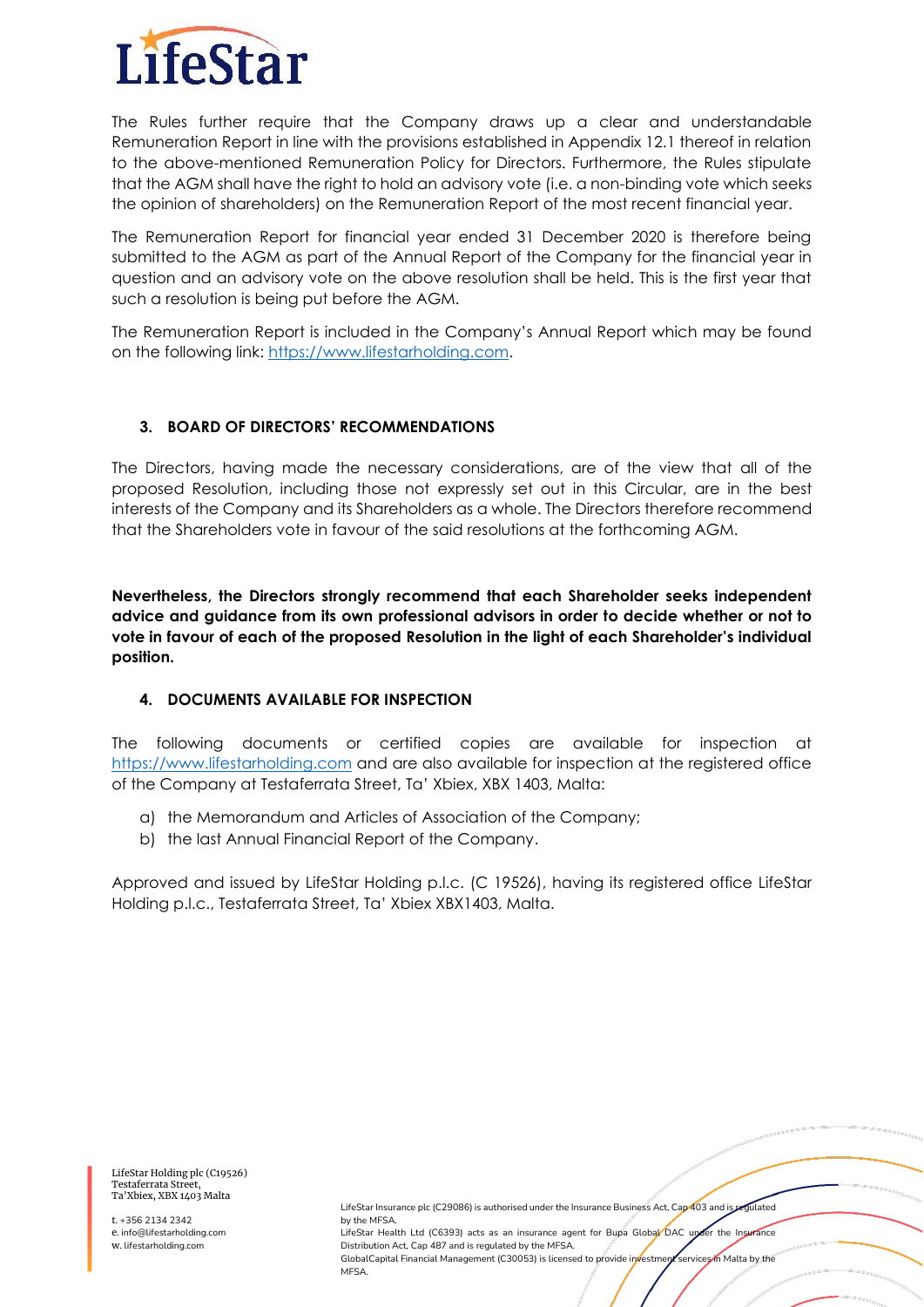The Rules further require that the Company draws up a clear and understandable Remuneration Report in line with the provisions established in Appendix 12.1 thereof in relation to the above-mentioned Remuneration Policy for Directors. Furthermore, the Rules stipulate that the AGM shall have the right to hold an advisory vote (i.e. a non-binding vote which seeks the opinion of shareholders) on the Remuneration Report of the most recent financial year.

The Remuneration Report for financial year ended 31 December 2020 is therefore being submitted to the AGM as part of the Annual Report of the Company for the financial year in question and an advisory vote on the above resolution shall be held. This is the first year that such a resolution is being put before the AGM.

The Remuneration Report is included in the Company's Annual Report which may be found on the following link: https://www.lifestarholding.com.

## 3. BOARD OF DIRECTORS' RECOMMENDATIONS

The Directors, having made the necessary considerations, are of the view that all of the proposed Resolution, including those not expressly set out in this Circular, are in the best interests of the Company and its Shareholders as a whole. The Directors therefore recommend that the Shareholders vote in favour of the said resolutions at the forthcoming AGM.

**Nevertheless, the Directors strongly recommend that each Shareholder seeks independent advice and guidance from its own professional advisors in order to decide whether or not to vote in favour of each of the proposed Resolution in the light of each Shareholder's individual position.**

## 4. DOCUMENTS AVAILABLE FOR INSPECTION

The following documents or certified copies are available for inspection at https://www.lifestarholding.com and are also available for inspection at the registered office of the Company at Testaferrata Street, Ta' Xbiex, XBX 1403, Malta:

a) the Memorandum and Articles of Association of the Company;
b) the last Annual Financial Report of the Company.

Approved and issued by LifeStar Holding p.l.c. (C 19526), having its registered office LifeStar Holding p.l.c., Testaferrata Street, Ta' Xbiex XBX1403, Malta.